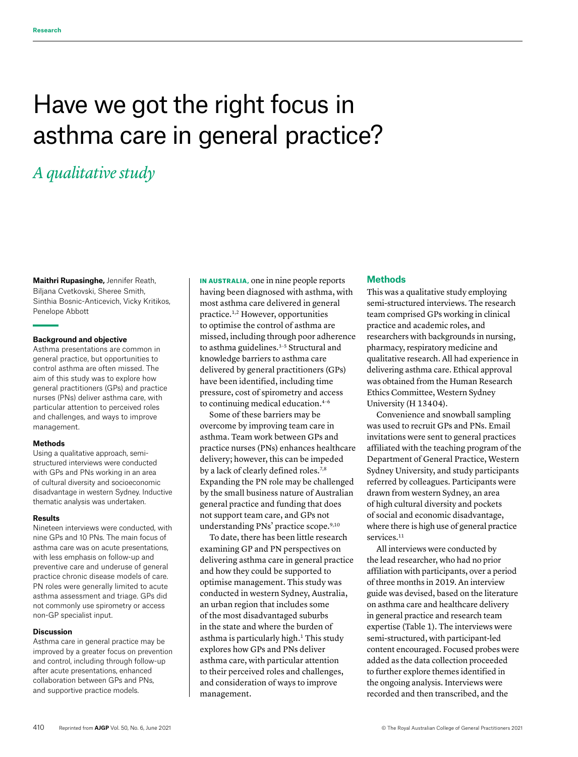Research

# Have we got the right focus in asthma care in general practice?

## *A qualitative study*

**Maithri Rupasinghe,** Jennifer Reath, Biljana Cvetkovski, Sheree Smith, Sinthia Bosnic-Anticevich, Vicky Kritikos, Penelope Abbott

### Background and objective

Asthma presentations are common in general practice, but opportunities to control asthma are often missed. The aim of this study was to explore how general practitioners (GPs) and practice nurses (PNs) deliver asthma care, with particular attention to perceived roles and challenges, and ways to improve management.

### Methods

Using a qualitative approach, semi-structured interviews were conducted with GPs and PNs working in an area of cultural diversity and socioeconomic disadvantage in western Sydney. Inductive thematic analysis was undertaken.

### Results

Nineteen interviews were conducted, with nine GPs and 10 PNs. The main focus of asthma care was on acute presentations, with less emphasis on follow-up and preventive care and underuse of general practice chronic disease models of care. PN roles were generally limited to acute asthma assessment and triage. GPs did not commonly use spirometry or access non-GP specialist input.

### Discussion

Asthma care in general practice may be improved by a greater focus on prevention and control, including through follow-up after acute presentations, enhanced collaboration between GPs and PNs, and supportive practice models.

**IN AUSTRALIA,** one in nine people reports having been diagnosed with asthma, with most asthma care delivered in general practice.[1,2] However, opportunities to optimise the control of asthma are missed, including through poor adherence to asthma guidelines.[3–5] Structural and knowledge barriers to asthma care delivered by general practitioners (GPs) have been identified, including time pressure, cost of spirometry and access to continuing medical education.[4–6]

Some of these barriers may be overcome by improving team care in asthma. Team work between GPs and practice nurses (PNs) enhances healthcare delivery; however, this can be impeded by a lack of clearly defined roles.[7,8] Expanding the PN role may be challenged by the small business nature of Australian general practice and funding that does not support team care, and GPs not understanding PNs' practice scope.[9,10]

To date, there has been little research examining GP and PN perspectives on delivering asthma care in general practice and how they could be supported to optimise management. This study was conducted in western Sydney, Australia, an urban region that includes some of the most disadvantaged suburbs in the state and where the burden of asthma is particularly high.[1] This study explores how GPs and PNs deliver asthma care, with particular attention to their perceived roles and challenges, and consideration of ways to improve management.

## Methods

This was a qualitative study employing semi-structured interviews. The research team comprised GPs working in clinical practice and academic roles, and researchers with backgrounds in nursing, pharmacy, respiratory medicine and qualitative research. All had experience in delivering asthma care. Ethical approval was obtained from the Human Research Ethics Committee, Western Sydney University (H 13404).

Convenience and snowball sampling was used to recruit GPs and PNs. Email invitations were sent to general practices affiliated with the teaching program of the Department of General Practice, Western Sydney University, and study participants referred by colleagues. Participants were drawn from western Sydney, an area of high cultural diversity and pockets of social and economic disadvantage, where there is high use of general practice services.[11]

All interviews were conducted by the lead researcher, who had no prior affiliation with participants, over a period of three months in 2019. An interview guide was devised, based on the literature on asthma care and healthcare delivery in general practice and research team expertise (Table 1). The interviews were semi-structured, with participant-led content encouraged. Focused probes were added as the data collection proceeded to further explore themes identified in the ongoing analysis. Interviews were recorded and then transcribed, and the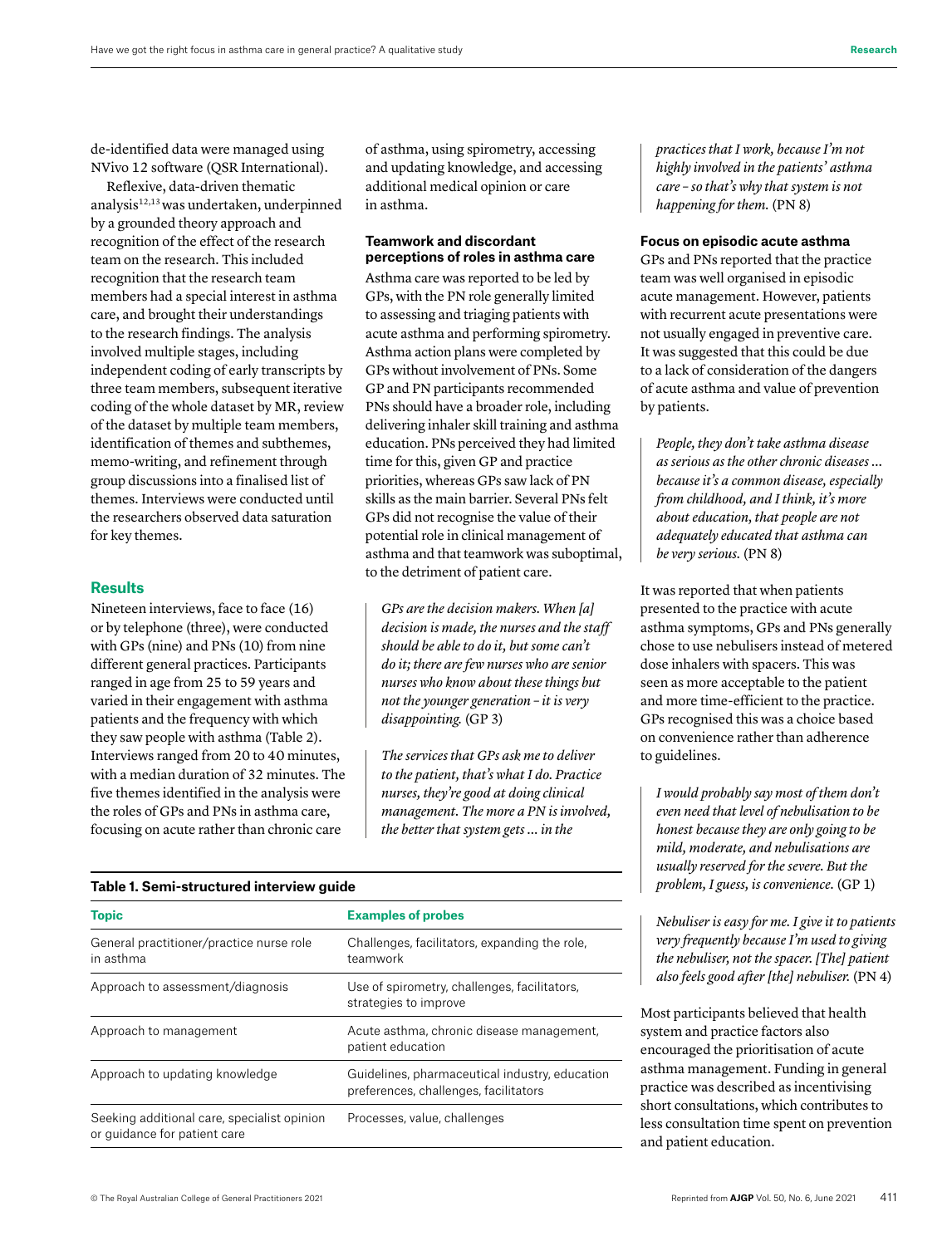de-identified data were managed using NVivo 12 software (QSR International).

Reflexive, data-driven thematic analysis[12,13] was undertaken, underpinned by a grounded theory approach and recognition of the effect of the research team on the research. This included recognition that the research team members had a special interest in asthma care, and brought their understandings to the research findings. The analysis involved multiple stages, including independent coding of early transcripts by three team members, subsequent iterative coding of the whole dataset by MR, review of the dataset by multiple team members, identification of themes and subthemes, memo-writing, and refinement through group discussions into a finalised list of themes. Interviews were conducted until the researchers observed data saturation for key themes.

## Results

Nineteen interviews, face to face (16) or by telephone (three), were conducted with GPs (nine) and PNs (10) from nine different general practices. Participants ranged in age from 25 to 59 years and varied in their engagement with asthma patients and the frequency with which they saw people with asthma (Table 2). Interviews ranged from 20 to 40 minutes, with a median duration of 32 minutes. The five themes identified in the analysis were the roles of GPs and PNs in asthma care, focusing on acute rather than chronic care of asthma, using spirometry, accessing and updating knowledge, and accessing additional medical opinion or care in asthma.

### Teamwork and discordant perceptions of roles in asthma care

Asthma care was reported to be led by GPs, with the PN role generally limited to assessing and triaging patients with acute asthma and performing spirometry. Asthma action plans were completed by GPs without involvement of PNs. Some GP and PN participants recommended PNs should have a broader role, including delivering inhaler skill training and asthma education. PNs perceived they had limited time for this, given GP and practice priorities, whereas GPs saw lack of PN skills as the main barrier. Several PNs felt GPs did not recognise the value of their potential role in clinical management of asthma and that teamwork was suboptimal, to the detriment of patient care.

> *GPs are the decision makers. When [a] decision is made, the nurses and the staff should be able to do it, but some can't do it; there are few nurses who are senior nurses who know about these things but not the younger generation – it is very disappointing.* (GP 3)

> *The services that GPs ask me to deliver to the patient, that's what I do. Practice nurses, they're good at doing clinical management. The more a PN is involved, the better that system gets … in the practices that I work, because I'm not highly involved in the patients' asthma care – so that's why that system is not happening for them.* (PN 8)

### Focus on episodic acute asthma

GPs and PNs reported that the practice team was well organised in episodic acute management. However, patients with recurrent acute presentations were not usually engaged in preventive care. It was suggested that this could be due to a lack of consideration of the dangers of acute asthma and value of prevention by patients.

> *People, they don't take asthma disease as serious as the other chronic diseases … because it's a common disease, especially from childhood, and I think, it's more about education, that people are not adequately educated that asthma can be very serious.* (PN 8)

It was reported that when patients presented to the practice with acute asthma symptoms, GPs and PNs generally chose to use nebulisers instead of metered dose inhalers with spacers. This was seen as more acceptable to the patient and more time-efficient to the practice. GPs recognised this was a choice based on convenience rather than adherence to guidelines.

> *I would probably say most of them don't even need that level of nebulisation to be honest because they are only going to be mild, moderate, and nebulisations are usually reserved for the severe. But the problem, I guess, is convenience.* (GP 1)

> *Nebuliser is easy for me. I give it to patients very frequently because I'm used to giving the nebuliser, not the spacer. [The] patient also feels good after [the] nebuliser.* (PN 4)

Most participants believed that health system and practice factors also encouraged the prioritisation of acute asthma management. Funding in general practice was described as incentivising short consultations, which contributes to less consultation time spent on prevention and patient education.

**Table 1. Semi-structured interview guide**

| Topic | Examples of probes |
|---|---|
| General practitioner/practice nurse role in asthma | Challenges, facilitators, expanding the role, teamwork |
| Approach to assessment/diagnosis | Use of spirometry, challenges, facilitators, strategies to improve |
| Approach to management | Acute asthma, chronic disease management, patient education |
| Approach to updating knowledge | Guidelines, pharmaceutical industry, education preferences, challenges, facilitators |
| Seeking additional care, specialist opinion or guidance for patient care | Processes, value, challenges |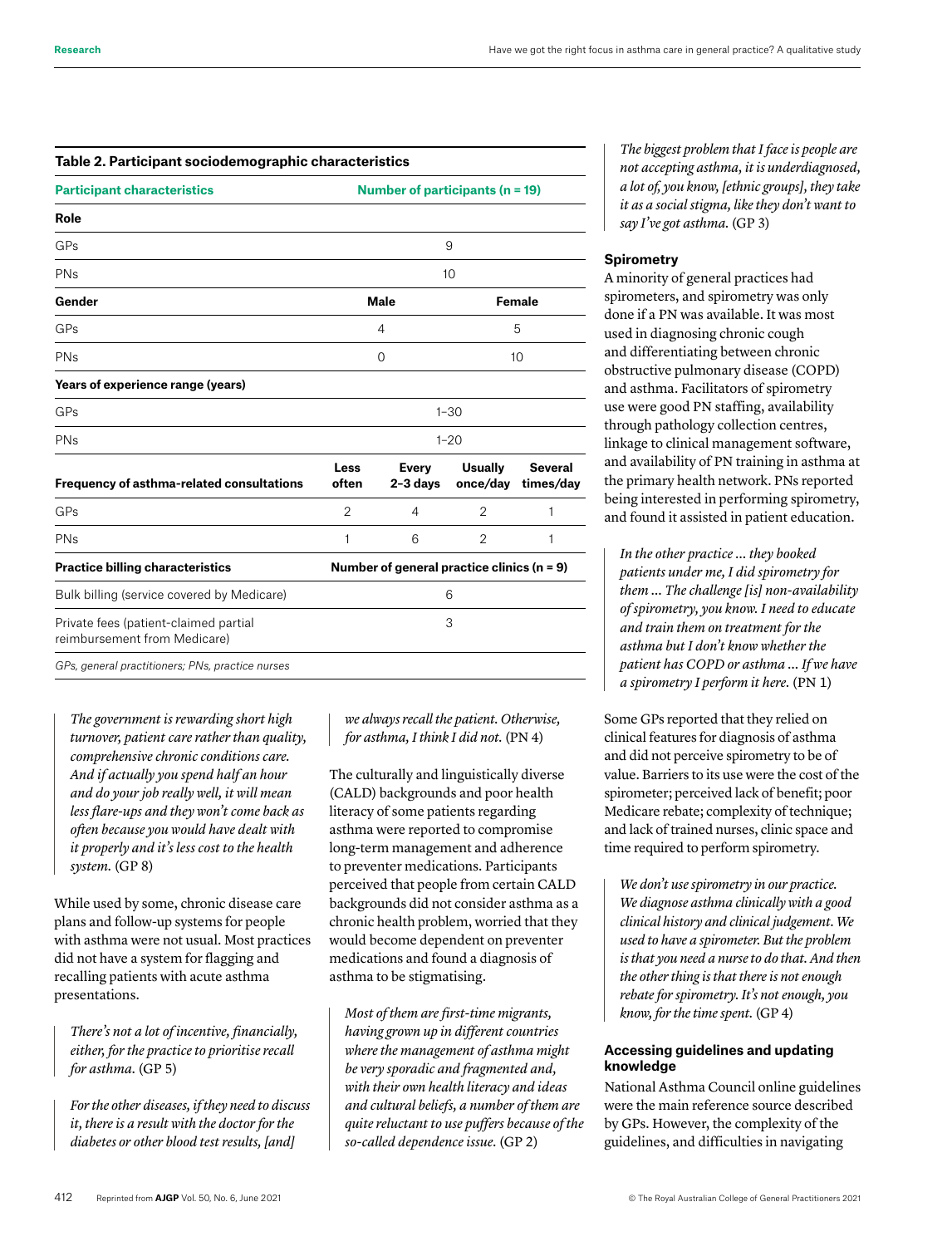**Table 2. Participant sociodemographic characteristics**

| Participant characteristics | Number of participants (n = 19) | | | |
|---|---|---|---|---|
| **Role** | | | | |
| GPs | 9 | | | |
| PNs | 10 | | | |
| **Gender** | **Male** | | **Female** | |
| GPs | 4 | | 5 | |
| PNs | 0 | | 10 | |
| **Years of experience range (years)** | | | | |
| GPs | 1–30 | | | |
| PNs | 1–20 | | | |
| **Frequency of asthma-related consultations** | **Less often** | **Every 2–3 days** | **Usually once/day** | **Several times/day** |
| GPs | 2 | 4 | 2 | 1 |
| PNs | 1 | 6 | 2 | 1 |
| **Practice billing characteristics** | **Number of general practice clinics (n = 9)** | | | |
| Bulk billing (service covered by Medicare) | 6 | | | |
| Private fees (patient-claimed partial reimbursement from Medicare) | 3 | | | |

GPs, general practitioners; PNs, practice nurses

> *The government is rewarding short high turnover, patient care rather than quality, comprehensive chronic conditions care. And if actually you spend half an hour and do your job really well, it will mean less flare-ups and they won't come back as often because you would have dealt with it properly and it's less cost to the health system.* (GP 8)

While used by some, chronic disease care plans and follow-up systems for people with asthma were not usual. Most practices did not have a system for flagging and recalling patients with acute asthma presentations.

> *There's not a lot of incentive, financially, either, for the practice to prioritise recall for asthma.* (GP 5)

> *For the other diseases, if they need to discuss it, there is a result with the doctor for the diabetes or other blood test results, [and] we always recall the patient. Otherwise, for asthma, I think I did not.* (PN 4)

The culturally and linguistically diverse (CALD) backgrounds and poor health literacy of some patients regarding asthma were reported to compromise long-term management and adherence to preventer medications. Participants perceived that people from certain CALD backgrounds did not consider asthma as a chronic health problem, worried that they would become dependent on preventer medications and found a diagnosis of asthma to be stigmatising.

> *Most of them are first-time migrants, having grown up in different countries where the management of asthma might be very sporadic and fragmented and, with their own health literacy and ideas and cultural beliefs, a number of them are quite reluctant to use puffers because of the so-called dependence issue.* (GP 2)

> *The biggest problem that I face is people are not accepting asthma, it is underdiagnosed, a lot of, you know, [ethnic groups], they take it as a social stigma, like they don't want to say I've got asthma.* (GP 3)

### Spirometry

A minority of general practices had spirometers, and spirometry was only done if a PN was available. It was most used in diagnosing chronic cough and differentiating between chronic obstructive pulmonary disease (COPD) and asthma. Facilitators of spirometry use were good PN staffing, availability through pathology collection centres, linkage to clinical management software, and availability of PN training in asthma at the primary health network. PNs reported being interested in performing spirometry, and found it assisted in patient education.

> *In the other practice … they booked patients under me, I did spirometry for them … The challenge [is] non-availability of spirometry, you know. I need to educate and train them on treatment for the asthma but I don't know whether the patient has COPD or asthma … If we have a spirometry I perform it here.* (PN 1)

Some GPs reported that they relied on clinical features for diagnosis of asthma and did not perceive spirometry to be of value. Barriers to its use were the cost of the spirometer; perceived lack of benefit; poor Medicare rebate; complexity of technique; and lack of trained nurses, clinic space and time required to perform spirometry.

> *We don't use spirometry in our practice. We diagnose asthma clinically with a good clinical history and clinical judgement. We used to have a spirometer. But the problem is that you need a nurse to do that. And then the other thing is that there is not enough rebate for spirometry. It's not enough, you know, for the time spent.* (GP 4)

### Accessing guidelines and updating knowledge

National Asthma Council online guidelines were the main reference source described by GPs. However, the complexity of the guidelines, and difficulties in navigating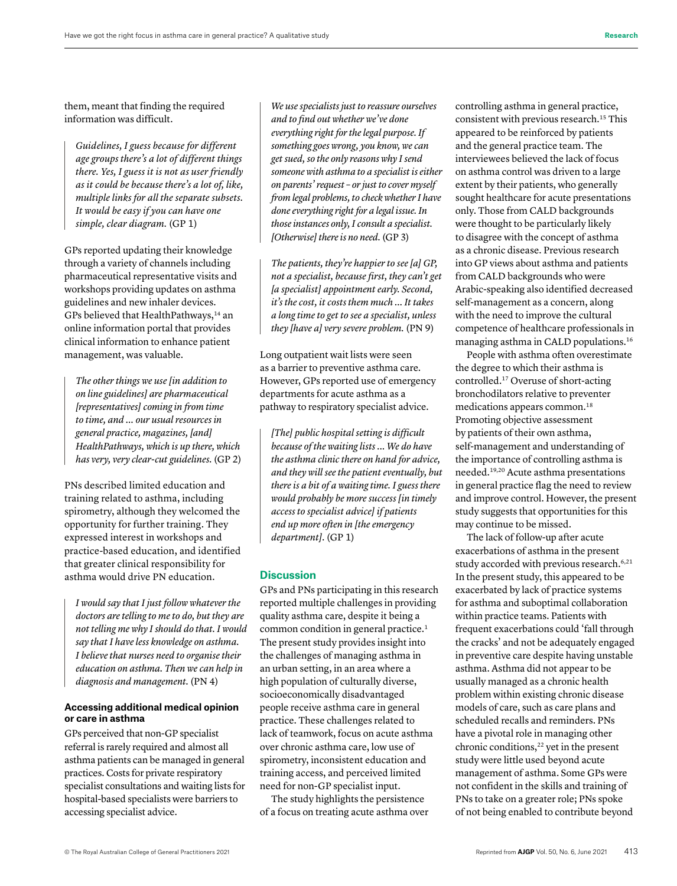them, meant that finding the required information was difficult.

> *Guidelines, I guess because for different age groups there's a lot of different things there. Yes, I guess it is not as user friendly as it could be because there's a lot of, like, multiple links for all the separate subsets. It would be easy if you can have one simple, clear diagram.* (GP 1)

GPs reported updating their knowledge through a variety of channels including pharmaceutical representative visits and workshops providing updates on asthma guidelines and new inhaler devices. GPs believed that HealthPathways,[14] an online information portal that provides clinical information to enhance patient management, was valuable.

> *The other things we use [in addition to on line guidelines] are pharmaceutical [representatives] coming in from time to time, and ... our usual resources in general practice, magazines, [and] HealthPathways, which is up there, which has very, very clear-cut guidelines.* (GP 2)

PNs described limited education and training related to asthma, including spirometry, although they welcomed the opportunity for further training. They expressed interest in workshops and practice-based education, and identified that greater clinical responsibility for asthma would drive PN education.

> *I would say that I just follow whatever the doctors are telling to me to do, but they are not telling me why I should do that. I would say that I have less knowledge on asthma. I believe that nurses need to organise their education on asthma. Then we can help in diagnosis and management.* (PN 4)

### Accessing additional medical opinion or care in asthma

GPs perceived that non-GP specialist referral is rarely required and almost all asthma patients can be managed in general practices. Costs for private respiratory specialist consultations and waiting lists for hospital-based specialists were barriers to accessing specialist advice.

> *We use specialists just to reassure ourselves and to find out whether we've done everything right for the legal purpose. If something goes wrong, you know, we can get sued, so the only reasons why I send someone with asthma to a specialist is either on parents' request – or just to cover myself from legal problems, to check whether I have done everything right for a legal issue. In those instances only, I consult a specialist. [Otherwise] there is no need.* (GP 3)

> *The patients, they're happier to see [a] GP, not a specialist, because first, they can't get [a specialist] appointment early. Second, it's the cost, it costs them much ... It takes a long time to get to see a specialist, unless they [have a] very severe problem.* (PN 9)

Long outpatient wait lists were seen as a barrier to preventive asthma care. However, GPs reported use of emergency departments for acute asthma as a pathway to respiratory specialist advice.

> *[The] public hospital setting is difficult because of the waiting lists ... We do have the asthma clinic there on hand for advice, and they will see the patient eventually, but there is a bit of a waiting time. I guess there would probably be more success [in timely access to specialist advice] if patients end up more often in [the emergency department].* (GP 1)

## Discussion

GPs and PNs participating in this research reported multiple challenges in providing quality asthma care, despite it being a common condition in general practice.[1] The present study provides insight into the challenges of managing asthma in an urban setting, in an area where a high population of culturally diverse, socioeconomically disadvantaged people receive asthma care in general practice. These challenges related to lack of teamwork, focus on acute asthma over chronic asthma care, low use of spirometry, inconsistent education and training access, and perceived limited need for non-GP specialist input.

The study highlights the persistence of a focus on treating acute asthma over controlling asthma in general practice, consistent with previous research.[15] This appeared to be reinforced by patients and the general practice team. The interviewees believed the lack of focus on asthma control was driven to a large extent by their patients, who generally sought healthcare for acute presentations only. Those from CALD backgrounds were thought to be particularly likely to disagree with the concept of asthma as a chronic disease. Previous research into GP views about asthma and patients from CALD backgrounds who were Arabic-speaking also identified decreased self-management as a concern, along with the need to improve the cultural competence of healthcare professionals in managing asthma in CALD populations.[16]

People with asthma often overestimate the degree to which their asthma is controlled.[17] Overuse of short-acting bronchodilators relative to preventer medications appears common.[18] Promoting objective assessment by patients of their own asthma, self-management and understanding of the importance of controlling asthma is needed.[19,20] Acute asthma presentations in general practice flag the need to review and improve control. However, the present study suggests that opportunities for this may continue to be missed.

The lack of follow-up after acute exacerbations of asthma in the present study accorded with previous research.[6,21] In the present study, this appeared to be exacerbated by lack of practice systems for asthma and suboptimal collaboration within practice teams. Patients with frequent exacerbations could 'fall through the cracks' and not be adequately engaged in preventive care despite having unstable asthma. Asthma did not appear to be usually managed as a chronic health problem within existing chronic disease models of care, such as care plans and scheduled recalls and reminders. PNs have a pivotal role in managing other chronic conditions,[22] yet in the present study were little used beyond acute management of asthma. Some GPs were not confident in the skills and training of PNs to take on a greater role; PNs spoke of not being enabled to contribute beyond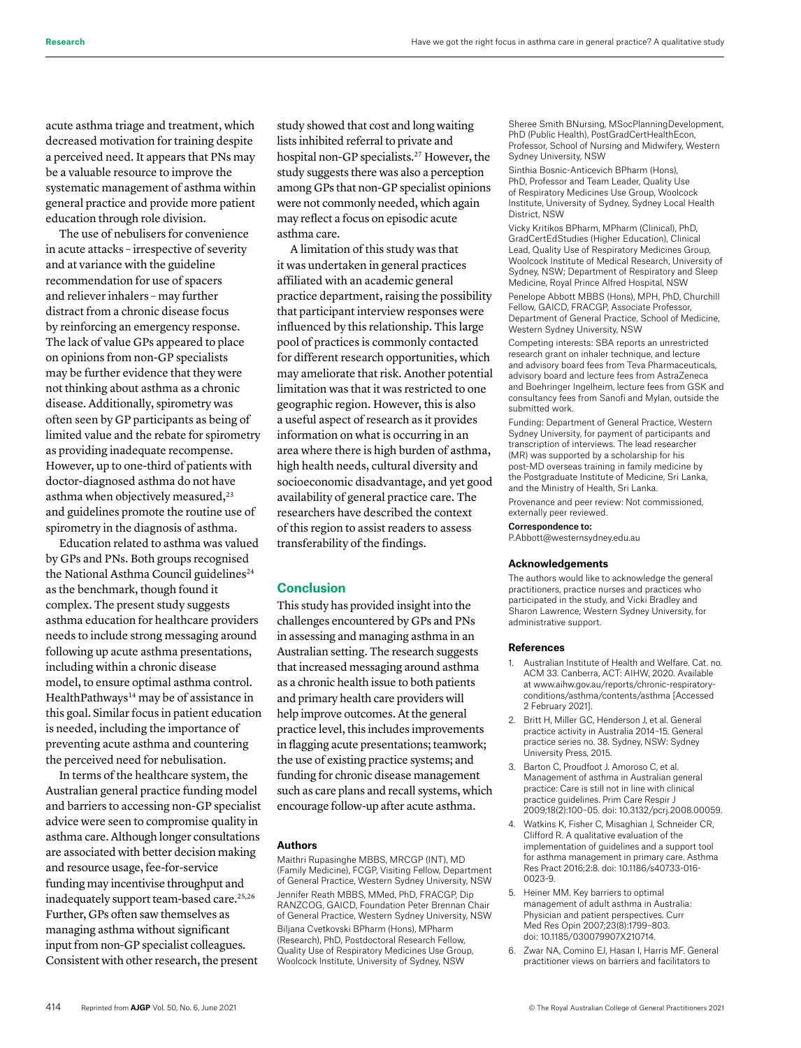acute asthma triage and treatment, which decreased motivation for training despite a perceived need. It appears that PNs may be a valuable resource to improve the systematic management of asthma within general practice and provide more patient education through role division.

The use of nebulisers for convenience in acute attacks – irrespective of severity and at variance with the guideline recommendation for use of spacers and reliever inhalers – may further distract from a chronic disease focus by reinforcing an emergency response. The lack of value GPs appeared to place on opinions from non-GP specialists may be further evidence that they were not thinking about asthma as a chronic disease. Additionally, spirometry was often seen by GP participants as being of limited value and the rebate for spirometry as providing inadequate recompense. However, up to one-third of patients with doctor-diagnosed asthma do not have asthma when objectively measured,[23] and guidelines promote the routine use of spirometry in the diagnosis of asthma.

Education related to asthma was valued by GPs and PNs. Both groups recognised the National Asthma Council guidelines[24] as the benchmark, though found it complex. The present study suggests asthma education for healthcare providers needs to include strong messaging around following up acute asthma presentations, including within a chronic disease model, to ensure optimal asthma control. HealthPathways[14] may be of assistance in this goal. Similar focus in patient education is needed, including the importance of preventing acute asthma and countering the perceived need for nebulisation.

In terms of the healthcare system, the Australian general practice funding model and barriers to accessing non-GP specialist advice were seen to compromise quality in asthma care. Although longer consultations are associated with better decision making and resource usage, fee-for-service funding may incentivise throughput and inadequately support team-based care.[25,26] Further, GPs often saw themselves as managing asthma without significant input from non-GP specialist colleagues. Consistent with other research, the present study showed that cost and long waiting lists inhibited referral to private and hospital non-GP specialists.[27] However, the study suggests there was also a perception among GPs that non-GP specialist opinions were not commonly needed, which again may reflect a focus on episodic acute asthma care.

A limitation of this study was that it was undertaken in general practices affiliated with an academic general practice department, raising the possibility that participant interview responses were influenced by this relationship. This large pool of practices is commonly contacted for different research opportunities, which may ameliorate that risk. Another potential limitation was that it was restricted to one geographic region. However, this is also a useful aspect of research as it provides information on what is occurring in an area where there is high burden of asthma, high health needs, cultural diversity and socioeconomic disadvantage, and yet good availability of general practice care. The researchers have described the context of this region to assist readers to assess transferability of the findings.

## Conclusion

This study has provided insight into the challenges encountered by GPs and PNs in assessing and managing asthma in an Australian setting. The research suggests that increased messaging around asthma as a chronic health issue to both patients and primary health care providers will help improve outcomes. At the general practice level, this includes improvements in flagging acute presentations; teamwork; the use of existing practice systems; and funding for chronic disease management such as care plans and recall systems, which encourage follow-up after acute asthma.

### Authors

Maithri Rupasinghe MBBS, MRCGP (INT), MD (Family Medicine), FCGP, Visiting Fellow, Department of General Practice, Western Sydney University, NSW

Jennifer Reath MBBS, MMed, PhD, FRACGP, Dip RANZCOG, GAICD, Foundation Peter Brennan Chair of General Practice, Western Sydney University, NSW

Biljana Cvetkovski BPharm (Hons), MPharm (Research), PhD, Postdoctoral Research Fellow, Quality Use of Respiratory Medicines Use Group, Woolcock Institute, University of Sydney, NSW

Sheree Smith BNursing, MSocPlanningDevelopment, PhD (Public Health), PostGradCertHealthEcon, Professor, School of Nursing and Midwifery, Western Sydney University, NSW

Sinthia Bosnic-Anticevich BPharm (Hons), PhD, Professor and Team Leader, Quality Use of Respiratory Medicines Use Group, Woolcock Institute, University of Sydney, Sydney Local Health District, NSW

Vicky Kritikos BPharm, MPharm (Clinical), PhD, GradCertEdStudies (Higher Education), Clinical Lead, Quality Use of Respiratory Medicines Group, Woolcock Institute of Medical Research, University of Sydney, NSW; Department of Respiratory and Sleep Medicine, Royal Prince Alfred Hospital, NSW

Penelope Abbott MBBS (Hons), MPH, PhD, Churchill Fellow, GAICD, FRACGP, Associate Professor, Department of General Practice, School of Medicine, Western Sydney University, NSW

Competing interests: SBA reports an unrestricted research grant on inhaler technique, and lecture and advisory board fees from Teva Pharmaceuticals, advisory board and lecture fees from AstraZeneca and Boehringer Ingelheim, lecture fees from GSK and consultancy fees from Sanofi and Mylan, outside the submitted work.

Funding: Department of General Practice, Western Sydney University, for payment of participants and transcription of interviews. The lead researcher (MR) was supported by a scholarship for his post-MD overseas training in family medicine by the Postgraduate Institute of Medicine, Sri Lanka, and the Ministry of Health, Sri Lanka.

Provenance and peer review: Not commissioned, externally peer reviewed.

**Correspondence to:**
P.Abbott@westernsydney.edu.au

### Acknowledgements

The authors would like to acknowledge the general practitioners, practice nurses and practices who participated in the study, and Vicki Bradley and Sharon Lawrence, Western Sydney University, for administrative support.

### References

1. Australian Institute of Health and Welfare. Cat. no. ACM 33. Canberra, ACT: AIHW, 2020. Available at www.aihw.gov.au/reports/chronic-respiratory-conditions/asthma/contents/asthma [Accessed 2 February 2021].
2. Britt H, Miller GC, Henderson J, et al. General practice activity in Australia 2014–15. General practice series no. 38. Sydney, NSW: Sydney University Press, 2015.
3. Barton C, Proudfoot J, Amoroso C, et al. Management of asthma in Australian general practice: Care is still not in line with clinical practice guidelines. Prim Care Respir J 2009;18(2):100–05. doi: 10.3132/pcrj.2008.00059.
4. Watkins K, Fisher C, Misaghian J, Schneider CR, Clifford R. A qualitative evaluation of the implementation of guidelines and a support tool for asthma management in primary care. Asthma Res Pract 2016;2:8. doi: 10.1186/s40733-016-0023-9.
5. Heiner MM. Key barriers to optimal management of adult asthma in Australia: Physician and patient perspectives. Curr Med Res Opin 2007;23(8):1799–803. doi: 10.1185/030079907X210714.
6. Zwar NA, Comino EJ, Hasan I, Harris MF. General practitioner views on barriers and facilitators to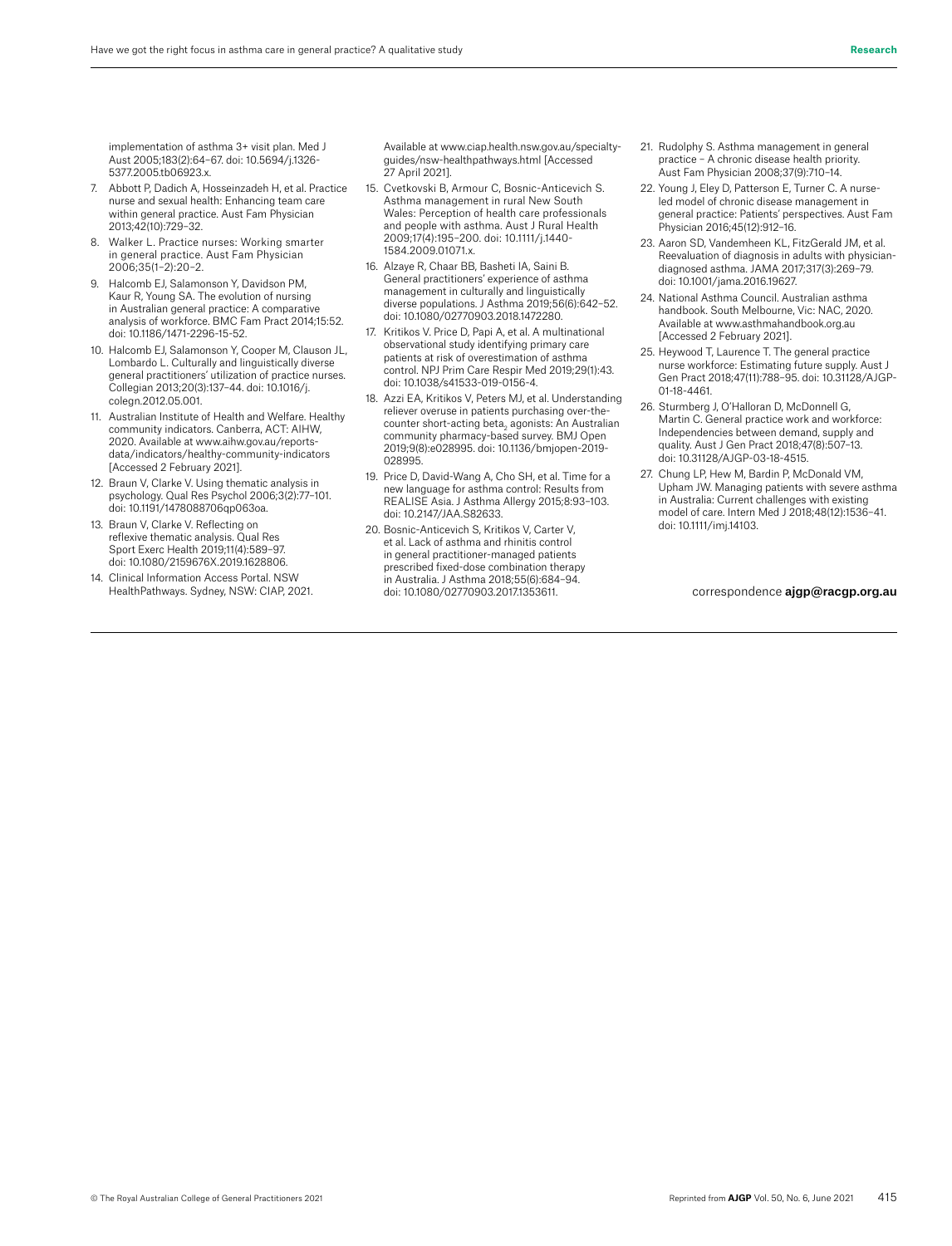implementation of asthma 3+ visit plan. Med J Aust 2005;183(2):64–67. doi: 10.5694/j.1326-5377.2005.tb06923.x.

7. Abbott P, Dadich A, Hosseinzadeh H, et al. Practice nurse and sexual health: Enhancing team care within general practice. Aust Fam Physician 2013;42(10):729–32.
8. Walker L. Practice nurses: Working smarter in general practice. Aust Fam Physician 2006;35(1–2):20–2.
9. Halcomb EJ, Salamonson Y, Davidson PM, Kaur R, Young SA. The evolution of nursing in Australian general practice: A comparative analysis of workforce. BMC Fam Pract 2014;15:52. doi: 10.1186/1471-2296-15-52.
10. Halcomb EJ, Salamonson Y, Cooper M, Clauson JL, Lombardo L. Culturally and linguistically diverse general practitioners' utilization of practice nurses. Collegian 2013;20(3):137–44. doi: 10.1016/j.colegn.2012.05.001.
11. Australian Institute of Health and Welfare. Healthy community indicators. Canberra, ACT: AIHW, 2020. Available at www.aihw.gov.au/reports-data/indicators/healthy-community-indicators [Accessed 2 February 2021].
12. Braun V, Clarke V. Using thematic analysis in psychology. Qual Res Psychol 2006;3(2):77–101. doi: 10.1191/1478088706qp063oa.
13. Braun V, Clarke V. Reflecting on reflexive thematic analysis. Qual Res Sport Exerc Health 2019;11(4):589–97. doi: 10.1080/2159676X.2019.1628806.
14. Clinical Information Access Portal. NSW HealthPathways. Sydney, NSW: CIAP, 2021. Available at www.ciap.health.nsw.gov.au/specialty-guides/nsw-healthpathways.html [Accessed 27 April 2021].
15. Cvetkovski B, Armour C, Bosnic-Anticevich S. Asthma management in rural New South Wales: Perception of health care professionals and people with asthma. Aust J Rural Health 2009;17(4):195–200. doi: 10.1111/j.1440-1584.2009.01071.x.
16. Alzaye R, Chaar BB, Basheti IA, Saini B. General practitioners' experience of asthma management in culturally and linguistically diverse populations. J Asthma 2019;56(6):642–52. doi: 10.1080/02770903.2018.1472280.
17. Kritikos V. Price D, Papi A, et al. A multinational observational study identifying primary care patients at risk of overestimation of asthma control. NPJ Prim Care Respir Med 2019;29(1):43. doi: 10.1038/s41533-019-0156-4.
18. Azzi EA, Kritikos V, Peters MJ, et al. Understanding reliever overuse in patients purchasing over-the-counter short-acting beta$_2$ agonists: An Australian community pharmacy-based survey. BMJ Open 2019;9(8):e028995. doi: 10.1136/bmjopen-2019-028995.
19. Price D, David-Wang A, Cho SH, et al. Time for a new language for asthma control: Results from REALISE Asia. J Asthma Allergy 2015;8:93–103. doi: 10.2147/JAA.S82633.
20. Bosnic-Anticevich S, Kritikos V, Carter V, et al. Lack of asthma and rhinitis control in general practitioner-managed patients prescribed fixed-dose combination therapy in Australia. J Asthma 2018;55(6):684–94. doi: 10.1080/02770903.2017.1353611.
21. Rudolphy S. Asthma management in general practice – A chronic disease health priority. Aust Fam Physician 2008;37(9):710–14.
22. Young J, Eley D, Patterson E, Turner C. A nurse-led model of chronic disease management in general practice: Patients' perspectives. Aust Fam Physician 2016;45(12):912–16.
23. Aaron SD, Vandemheen KL, FitzGerald JM, et al. Reevaluation of diagnosis in adults with physician-diagnosed asthma. JAMA 2017;317(3):269–79. doi: 10.1001/jama.2016.19627.
24. National Asthma Council. Australian asthma handbook. South Melbourne, Vic: NAC, 2020. Available at www.asthmahandbook.org.au [Accessed 2 February 2021].
25. Heywood T, Laurence T. The general practice nurse workforce: Estimating future supply. Aust J Gen Pract 2018;47(11):788–95. doi: 10.31128/AJGP-01-18-4461.
26. Sturmberg J, O'Halloran D, McDonnell G, Martin C. General practice work and workforce: Independencies between demand, supply and quality. Aust J Gen Pract 2018;47(8):507–13. doi: 10.31128/AJGP-03-18-4515.
27. Chung LP, Hew M, Bardin P, McDonald VM, Upham JW. Managing patients with severe asthma in Australia: Current challenges with existing model of care. Intern Med J 2018;48(12):1536–41. doi: 10.1111/imj.14103.

correspondence **ajgp@racgp.org.au**